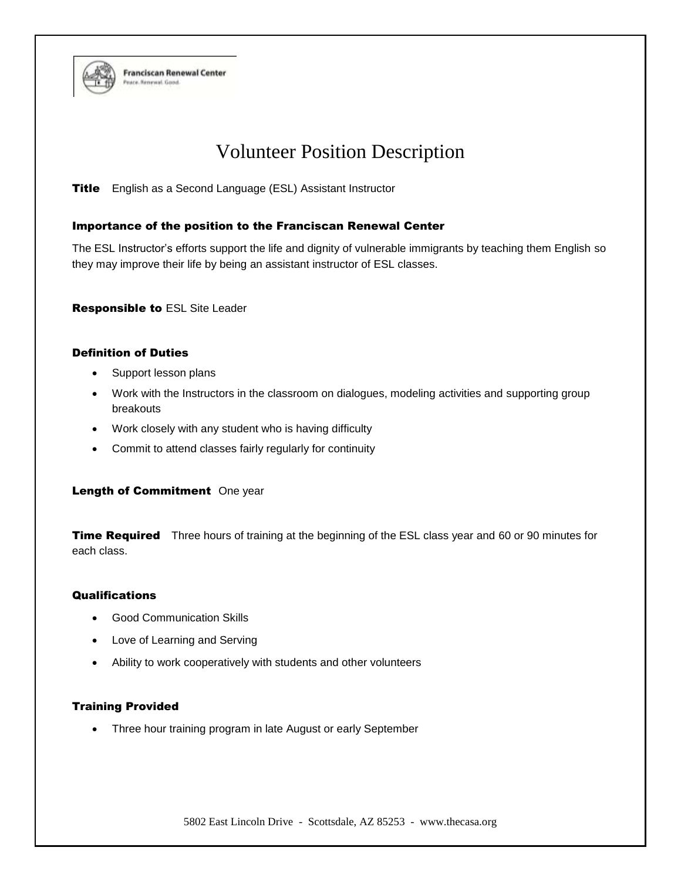**Franciscan Renewal Center**
Peace. Renewal. Good.

# Volunteer Position Description

**Title** English as a Second Language (ESL) Assistant Instructor

### Importance of the position to the Franciscan Renewal Center

The ESL Instructor's efforts support the life and dignity of vulnerable immigrants by teaching them English so they may improve their life by being an assistant instructor of ESL classes.

**Responsible to** ESL Site Leader

### Definition of Duties

- Support lesson plans
- Work with the Instructors in the classroom on dialogues, modeling activities and supporting group breakouts
- Work closely with any student who is having difficulty
- Commit to attend classes fairly regularly for continuity

**Length of Commitment** One year

**Time Required** Three hours of training at the beginning of the ESL class year and 60 or 90 minutes for each class.

### Qualifications

- Good Communication Skills
- Love of Learning and Serving
- Ability to work cooperatively with students and other volunteers

### Training Provided

- Three hour training program in late August or early September

5802 East Lincoln Drive - Scottsdale, AZ 85253 - www.thecasa.org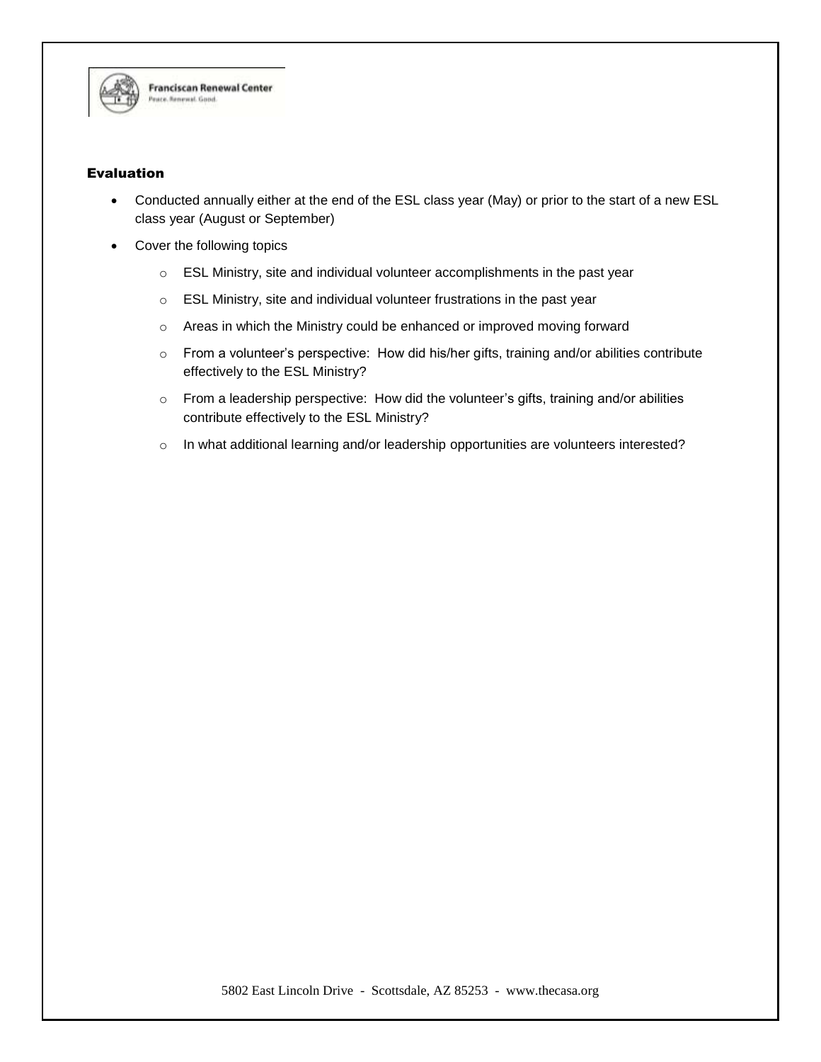### Evaluation

- Conducted annually either at the end of the ESL class year (May) or prior to the start of a new ESL class year (August or September)
- Cover the following topics
  - ESL Ministry, site and individual volunteer accomplishments in the past year
  - ESL Ministry, site and individual volunteer frustrations in the past year
  - Areas in which the Ministry could be enhanced or improved moving forward
  - From a volunteer's perspective: How did his/her gifts, training and/or abilities contribute effectively to the ESL Ministry?
  - From a leadership perspective: How did the volunteer's gifts, training and/or abilities contribute effectively to the ESL Ministry?
  - In what additional learning and/or leadership opportunities are volunteers interested?